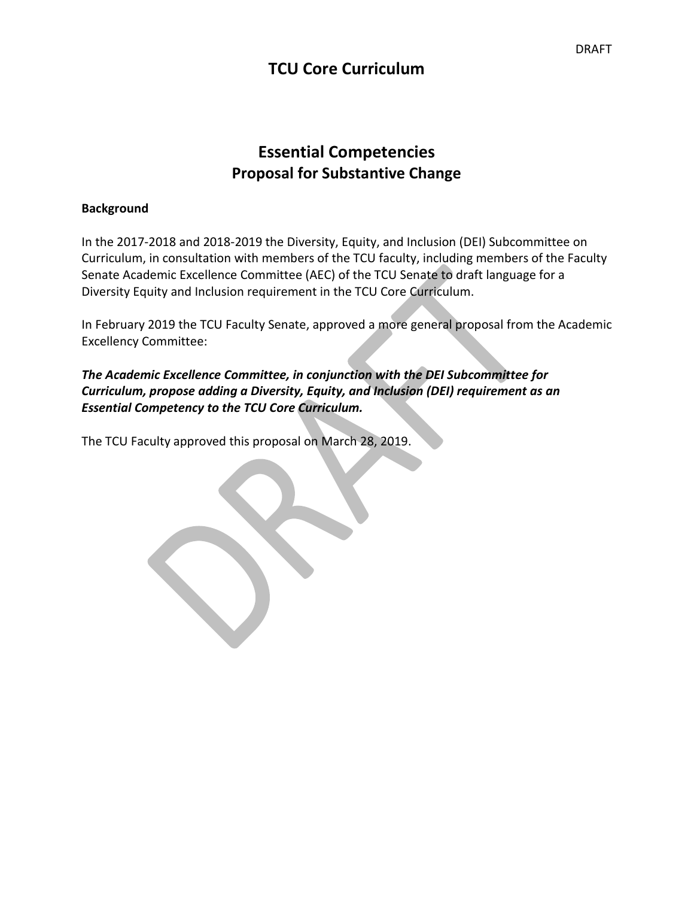DRAFT

# TCU Core Curriculum

## Essential Competencies
## Proposal for Substantive Change

**Background**

In the 2017-2018 and 2018-2019 the Diversity, Equity, and Inclusion (DEI) Subcommittee on Curriculum, in consultation with members of the TCU faculty, including members of the Faculty Senate Academic Excellence Committee (AEC) of the TCU Senate to draft language for a Diversity Equity and Inclusion requirement in the TCU Core Curriculum.

In February 2019 the TCU Faculty Senate, approved a more general proposal from the Academic Excellency Committee:

***The Academic Excellence Committee, in conjunction with the DEI Subcommittee for Curriculum, propose adding a Diversity, Equity, and Inclusion (DEI) requirement as an Essential Competency to the TCU Core Curriculum.***

The TCU Faculty approved this proposal on March 28, 2019.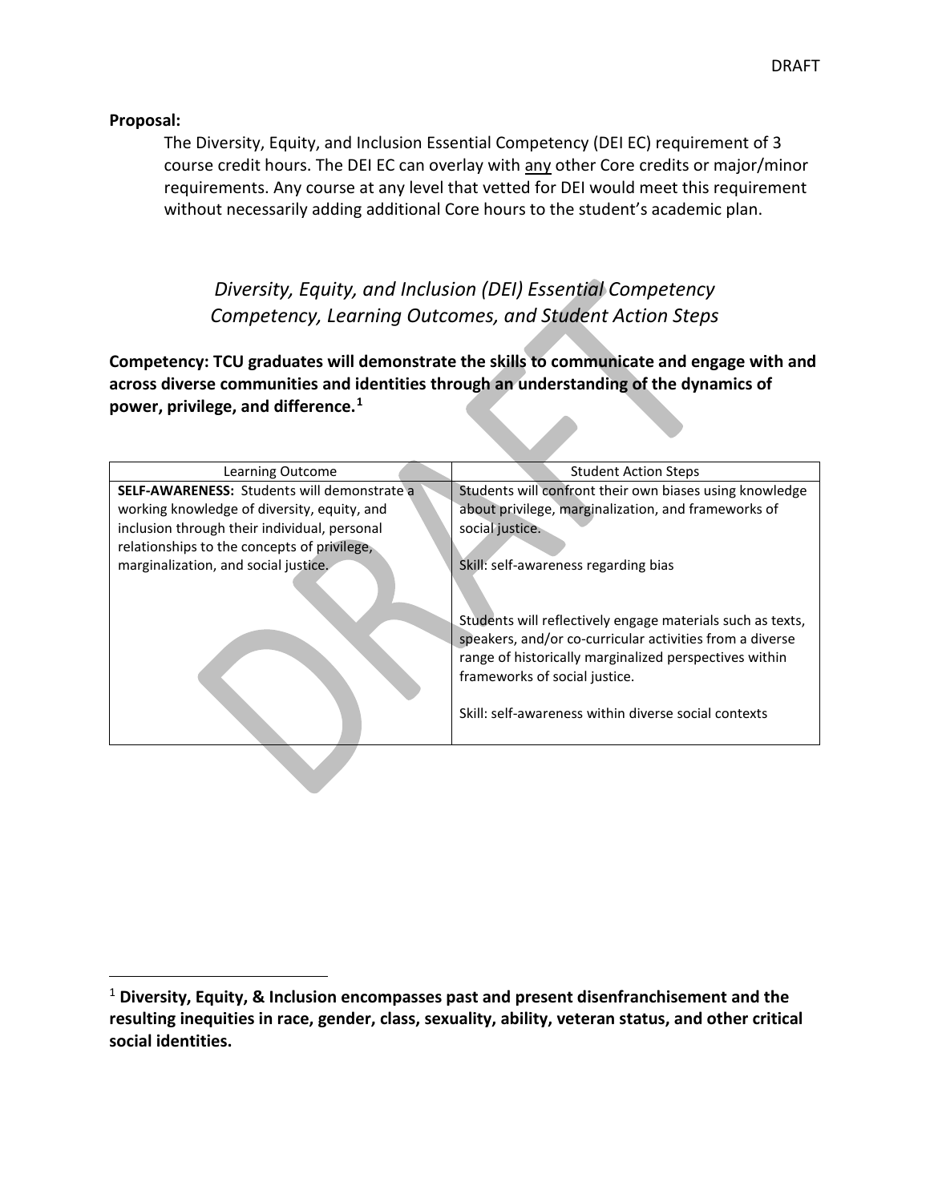**Proposal:**

The Diversity, Equity, and Inclusion Essential Competency (DEI EC) requirement of 3 course credit hours. The DEI EC can overlay with any other Core credits or major/minor requirements. Any course at any level that vetted for DEI would meet this requirement without necessarily adding additional Core hours to the student's academic plan.

*Diversity, Equity, and Inclusion (DEI) Essential Competency*
*Competency, Learning Outcomes, and Student Action Steps*

**Competency: TCU graduates will demonstrate the skills to communicate and engage with and across diverse communities and identities through an understanding of the dynamics of power, privilege, and difference.[1]**

| Learning Outcome | Student Action Steps |
| --- | --- |
| **SELF-AWARENESS:** Students will demonstrate a working knowledge of diversity, equity, and inclusion through their individual, personal relationships to the concepts of privilege, marginalization, and social justice. | Students will confront their own biases using knowledge about privilege, marginalization, and frameworks of social justice.<br><br>Skill: self-awareness regarding bias<br><br>Students will reflectively engage materials such as texts, speakers, and/or co-curricular activities from a diverse range of historically marginalized perspectives within frameworks of social justice.<br><br>Skill: self-awareness within diverse social contexts |

[1] **Diversity, Equity, & Inclusion encompasses past and present disenfranchisement and the resulting inequities in race, gender, class, sexuality, ability, veteran status, and other critical social identities.**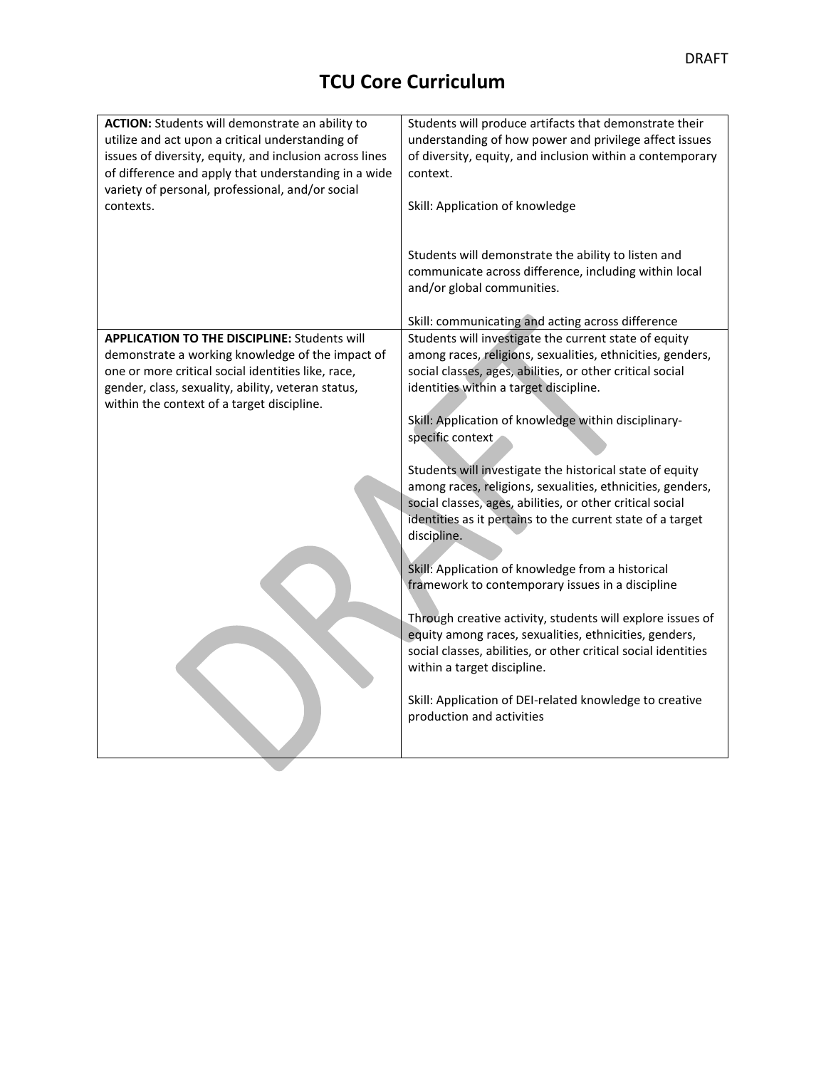# TCU Core Curriculum

| | |
|---|---|
| **ACTION:** Students will demonstrate an ability to utilize and act upon a critical understanding of issues of diversity, equity, and inclusion across lines of difference and apply that understanding in a wide variety of personal, professional, and/or social contexts. | Students will produce artifacts that demonstrate their understanding of how power and privilege affect issues of diversity, equity, and inclusion within a contemporary context.<br><br>Skill: Application of knowledge<br><br>Students will demonstrate the ability to listen and communicate across difference, including within local and/or global communities.<br><br>Skill: communicating and acting across difference |
| **APPLICATION TO THE DISCIPLINE:** Students will demonstrate a working knowledge of the impact of one or more critical social identities like, race, gender, class, sexuality, ability, veteran status, within the context of a target discipline. | Students will investigate the current state of equity among races, religions, sexualities, ethnicities, genders, social classes, ages, abilities, or other critical social identities within a target discipline.<br><br>Skill: Application of knowledge within disciplinary-specific context<br><br>Students will investigate the historical state of equity among races, religions, sexualities, ethnicities, genders, social classes, ages, abilities, or other critical social identities as it pertains to the current state of a target discipline.<br><br>Skill: Application of knowledge from a historical framework to contemporary issues in a discipline<br><br>Through creative activity, students will explore issues of equity among races, sexualities, ethnicities, genders, social classes, abilities, or other critical social identities within a target discipline.<br><br>Skill: Application of DEI-related knowledge to creative production and activities |